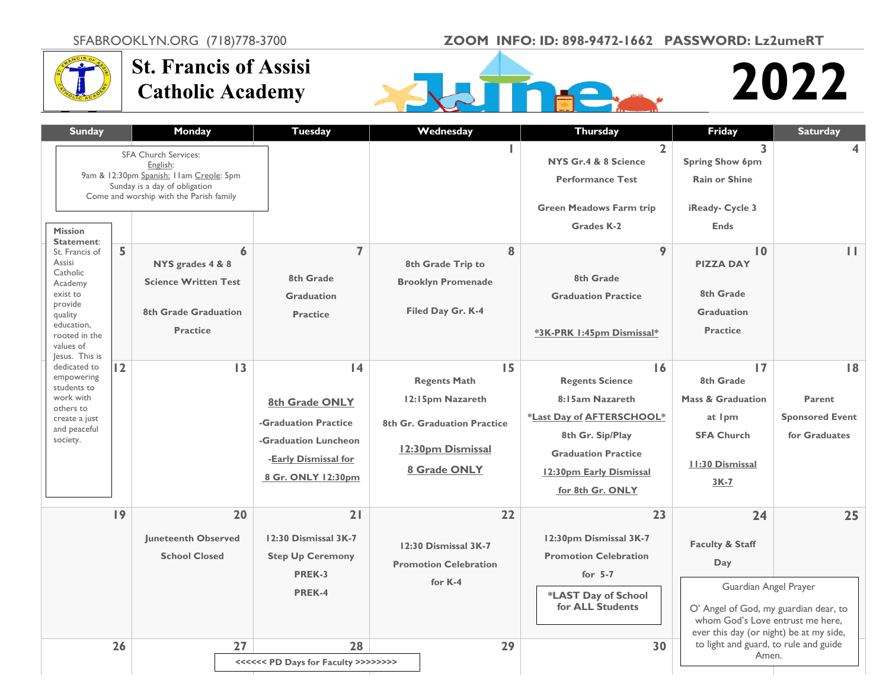SFABROOKLYN.ORG (718)778-3700

**ZOOM INFO: ID: 898-9472-1662 PASSWORD: Lz2umeRT**

# St. Francis of Assisi Catholic Academy

# June 2022

SFA Church Services:
English:
9am & 12:30pm Spanish: 11am Creole: 5pm
Sunday is a day of obligation
Come and worship with the Parish family

**Mission Statement**: St. Francis of Assisi Catholic Academy exist to provide quality education, rooted in the values of Jesus. This is dedicated to empowering students to work with others to create a just and peaceful society.

| Sunday | Monday | Tuesday | Wednesday | Thursday | Friday | Saturday |
|---|---|---|---|---|---|---|
| | | | 1 | 2<br>**NYS Gr.4 & 8 Science Performance Test**<br><br>**Green Meadows Farm trip Grades K-2** | 3<br>**Spring Show 6pm Rain or Shine**<br><br>**iReady- Cycle 3 Ends** | 4 |
| 5 | 6<br>**NYS grades 4 & 8 Science Written Test**<br><br>**8th Grade Graduation Practice** | 7<br>**8th Grade Graduation Practice** | 8<br>**8th Grade Trip to Brooklyn Promenade**<br><br>**Filed Day Gr. K-4** | 9<br>**8th Grade Graduation Practice**<br><br>**\*3K-PRK 1:45pm Dismissal\*** | 10<br>**PIZZA DAY**<br><br>**8th Grade Graduation Practice** | 11 |
| 12 | 13 | 14<br>**8th Grade ONLY**<br>**-Graduation Practice**<br>**-Graduation Luncheon**<br>**-Early Dismissal for 8 Gr. ONLY 12:30pm** | 15<br>**Regents Math 12:15pm Nazareth**<br>**8th Gr. Graduation Practice**<br>**12:30pm Dismissal**<br>**8 Grade ONLY** | 16<br>**Regents Science 8:15am Nazareth**<br>**\*Last Day of AFTERSCHOOL\***<br>**8th Gr. Sip/Play**<br>**Graduation Practice**<br>**12:30pm Early Dismissal for 8th Gr. ONLY** | 17<br>**8th Grade Mass & Graduation at 1pm SFA Church**<br><br>**11:30 Dismissal 3K-7** | 18<br>**Parent Sponsored Event for Graduates** |
| 19 | 20<br>**Juneteenth Observed School Closed** | 21<br>**12:30 Dismissal 3K-7**<br>**Step Up Ceremony PREK-3 PREK-4** | 22<br>**12:30 Dismissal 3K-7**<br>**Promotion Celebration for K-4** | 23<br>**12:30pm Dismissal 3K-7**<br>**Promotion Celebration for 5-7**<br><br>**\*LAST Day of School for ALL Students** | 24<br>**Faculty & Staff Day** | 25 |
| 26 | 27<br>**<<<<<< PD Days for Faculty >>>>>>>>** | 28 | 29 | 30 | | |

Guardian Angel Prayer

O' Angel of God, my guardian dear, to whom God's Love entrust me here, ever this day (or night) be at my side, to light and guard, to rule and guide Amen.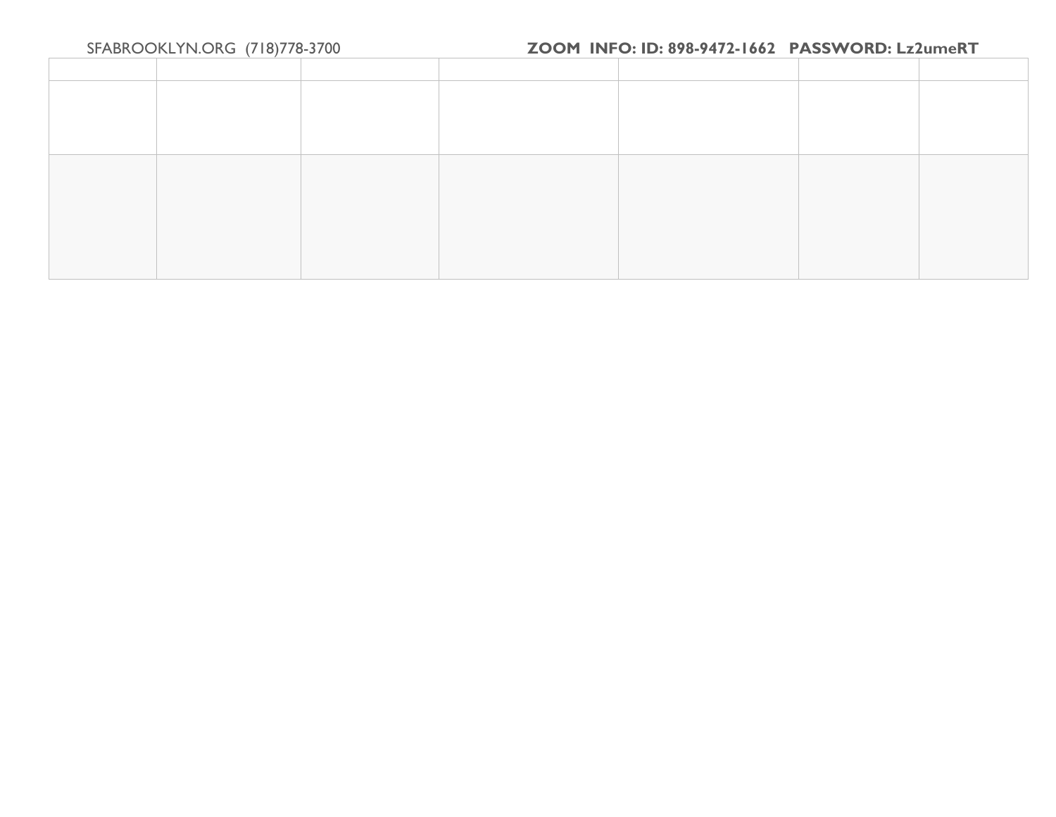SFABROOKLYN.ORG (718)778-3700

**ZOOM INFO: ID: 898-9472-1662 PASSWORD: Lz2umeRT**

| | | | | | | |
|---|---|---|---|---|---|---|
| | | | | | | |
| | | | | | | |